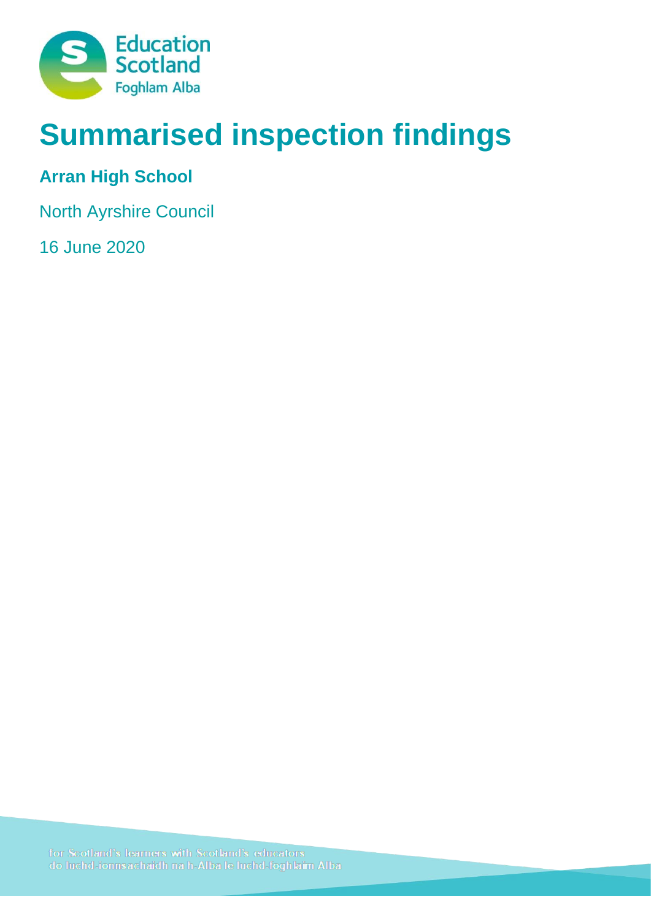Education Scotland
Foghlam Alba

# Summarised inspection findings

## Arran High School

North Ayrshire Council

16 June 2020

for Scotland's learners with Scotland's educators
do luchd-ionnsachaidh na h-Alba le luchd-foghlaim Alba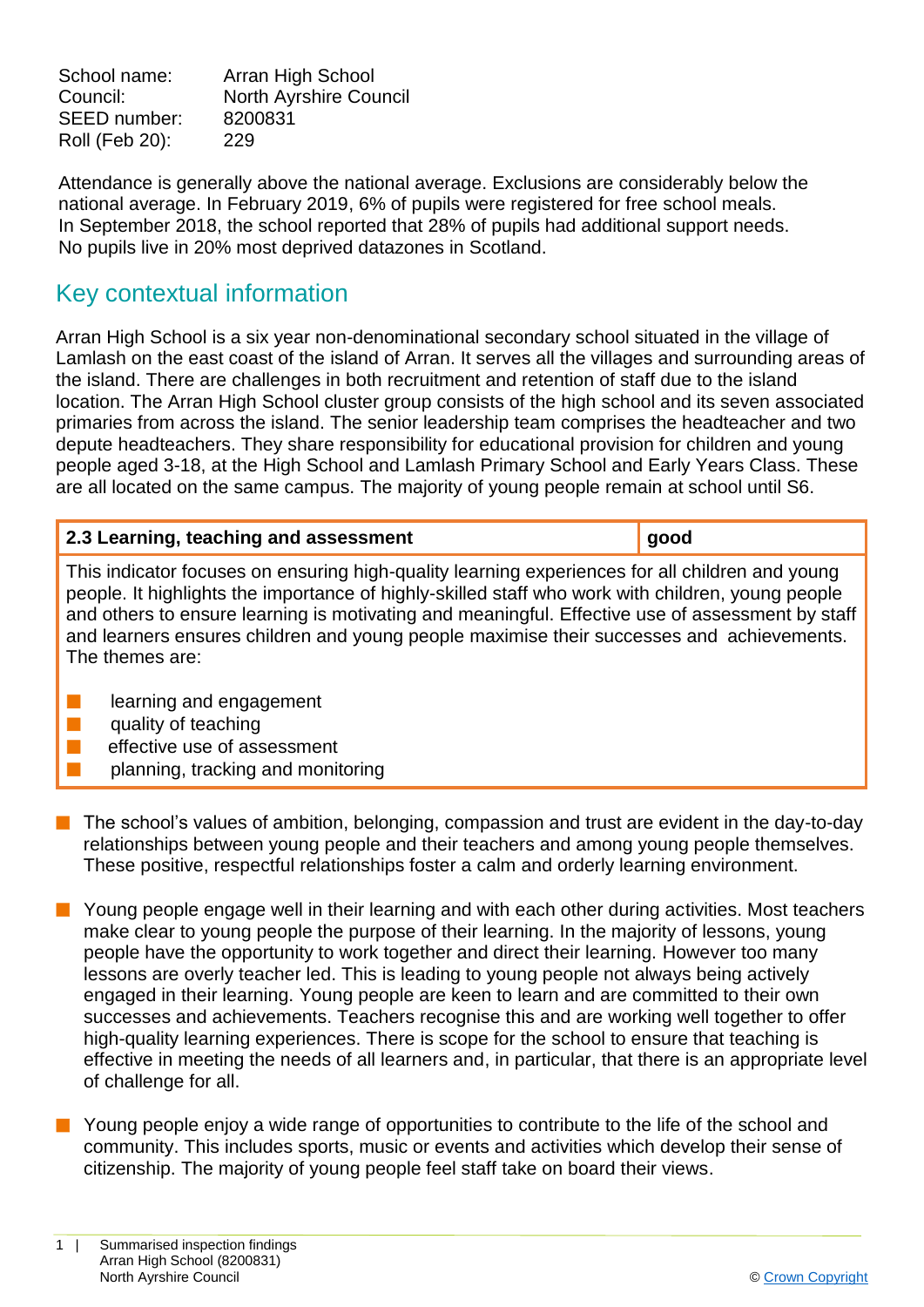| School name: | Arran High School |
| --- | --- |
| Council: | North Ayrshire Council |
| SEED number: | 8200831 |
| Roll (Feb 20): | 229 |

Attendance is generally above the national average. Exclusions are considerably below the national average. In February 2019, 6% of pupils were registered for free school meals. In September 2018, the school reported that 28% of pupils had additional support needs. No pupils live in 20% most deprived datazones in Scotland.

## Key contextual information

Arran High School is a six year non-denominational secondary school situated in the village of Lamlash on the east coast of the island of Arran. It serves all the villages and surrounding areas of the island. There are challenges in both recruitment and retention of staff due to the island location. The Arran High School cluster group consists of the high school and its seven associated primaries from across the island. The senior leadership team comprises the headteacher and two depute headteachers. They share responsibility for educational provision for children and young people aged 3-18, at the High School and Lamlash Primary School and Early Years Class. These are all located on the same campus. The majority of young people remain at school until S6.

| **2.3 Learning, teaching and assessment** | **good** |
| --- | --- |
| This indicator focuses on ensuring high-quality learning experiences for all children and young people. It highlights the importance of highly-skilled staff who work with children, young people and others to ensure learning is motivating and meaningful. Effective use of assessment by staff and learners ensures children and young people maximise their successes and achievements. The themes are:<br>- learning and engagement<br>- quality of teaching<br>- effective use of assessment<br>- planning, tracking and monitoring | |

- The school's values of ambition, belonging, compassion and trust are evident in the day-to-day relationships between young people and their teachers and among young people themselves. These positive, respectful relationships foster a calm and orderly learning environment.

- Young people engage well in their learning and with each other during activities. Most teachers make clear to young people the purpose of their learning. In the majority of lessons, young people have the opportunity to work together and direct their learning. However too many lessons are overly teacher led. This is leading to young people not always being actively engaged in their learning. Young people are keen to learn and are committed to their own successes and achievements. Teachers recognise this and are working well together to offer high-quality learning experiences. There is scope for the school to ensure that teaching is effective in meeting the needs of all learners and, in particular, that there is an appropriate level of challenge for all.

- Young people enjoy a wide range of opportunities to contribute to the life of the school and community. This includes sports, music or events and activities which develop their sense of citizenship. The majority of young people feel staff take on board their views.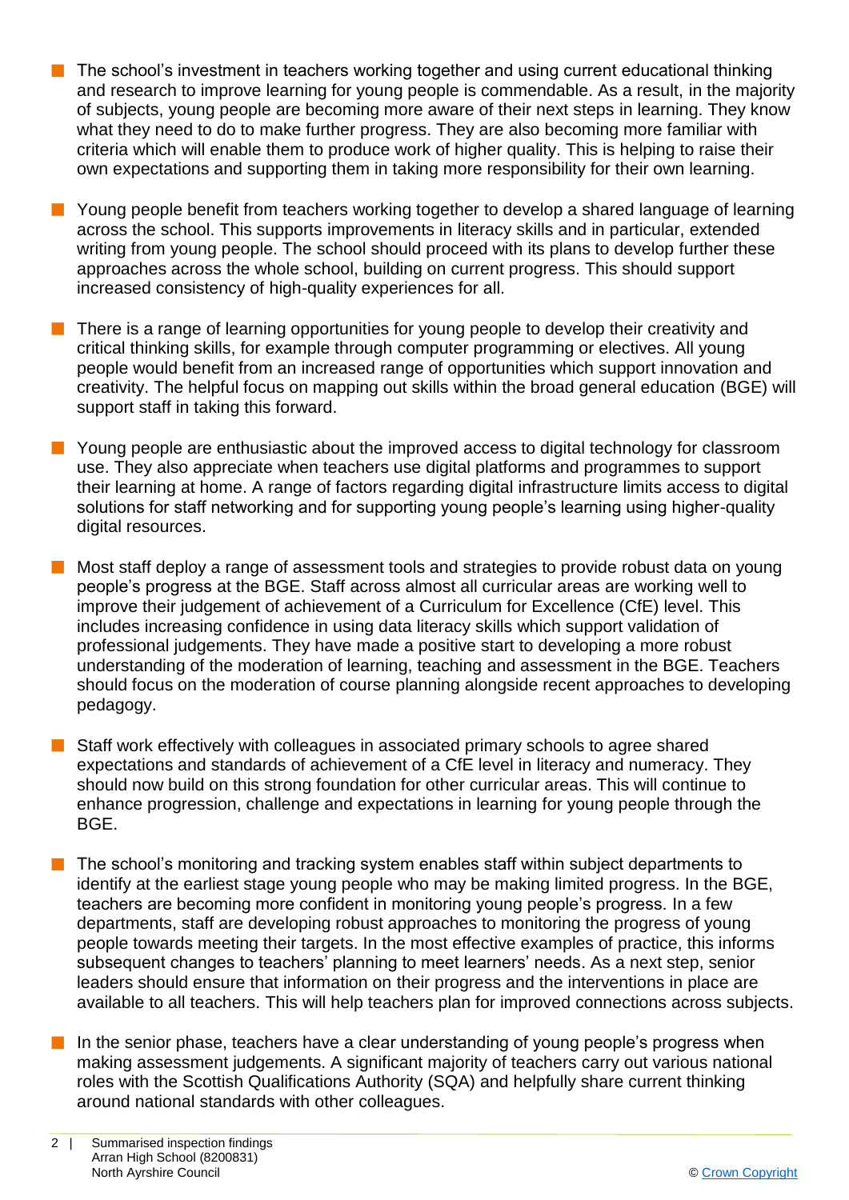- The school's investment in teachers working together and using current educational thinking and research to improve learning for young people is commendable. As a result, in the majority of subjects, young people are becoming more aware of their next steps in learning. They know what they need to do to make further progress. They are also becoming more familiar with criteria which will enable them to produce work of higher quality. This is helping to raise their own expectations and supporting them in taking more responsibility for their own learning.

- Young people benefit from teachers working together to develop a shared language of learning across the school. This supports improvements in literacy skills and in particular, extended writing from young people. The school should proceed with its plans to develop further these approaches across the whole school, building on current progress. This should support increased consistency of high-quality experiences for all.

- There is a range of learning opportunities for young people to develop their creativity and critical thinking skills, for example through computer programming or electives. All young people would benefit from an increased range of opportunities which support innovation and creativity. The helpful focus on mapping out skills within the broad general education (BGE) will support staff in taking this forward.

- Young people are enthusiastic about the improved access to digital technology for classroom use. They also appreciate when teachers use digital platforms and programmes to support their learning at home. A range of factors regarding digital infrastructure limits access to digital solutions for staff networking and for supporting young people's learning using higher-quality digital resources.

- Most staff deploy a range of assessment tools and strategies to provide robust data on young people's progress at the BGE. Staff across almost all curricular areas are working well to improve their judgement of achievement of a Curriculum for Excellence (CfE) level. This includes increasing confidence in using data literacy skills which support validation of professional judgements. They have made a positive start to developing a more robust understanding of the moderation of learning, teaching and assessment in the BGE. Teachers should focus on the moderation of course planning alongside recent approaches to developing pedagogy.

- Staff work effectively with colleagues in associated primary schools to agree shared expectations and standards of achievement of a CfE level in literacy and numeracy. They should now build on this strong foundation for other curricular areas. This will continue to enhance progression, challenge and expectations in learning for young people through the BGE.

- The school's monitoring and tracking system enables staff within subject departments to identify at the earliest stage young people who may be making limited progress. In the BGE, teachers are becoming more confident in monitoring young people's progress. In a few departments, staff are developing robust approaches to monitoring the progress of young people towards meeting their targets. In the most effective examples of practice, this informs subsequent changes to teachers' planning to meet learners' needs. As a next step, senior leaders should ensure that information on their progress and the interventions in place are available to all teachers. This will help teachers plan for improved connections across subjects.

- In the senior phase, teachers have a clear understanding of young people's progress when making assessment judgements. A significant majority of teachers carry out various national roles with the Scottish Qualifications Authority (SQA) and helpfully share current thinking around national standards with other colleagues.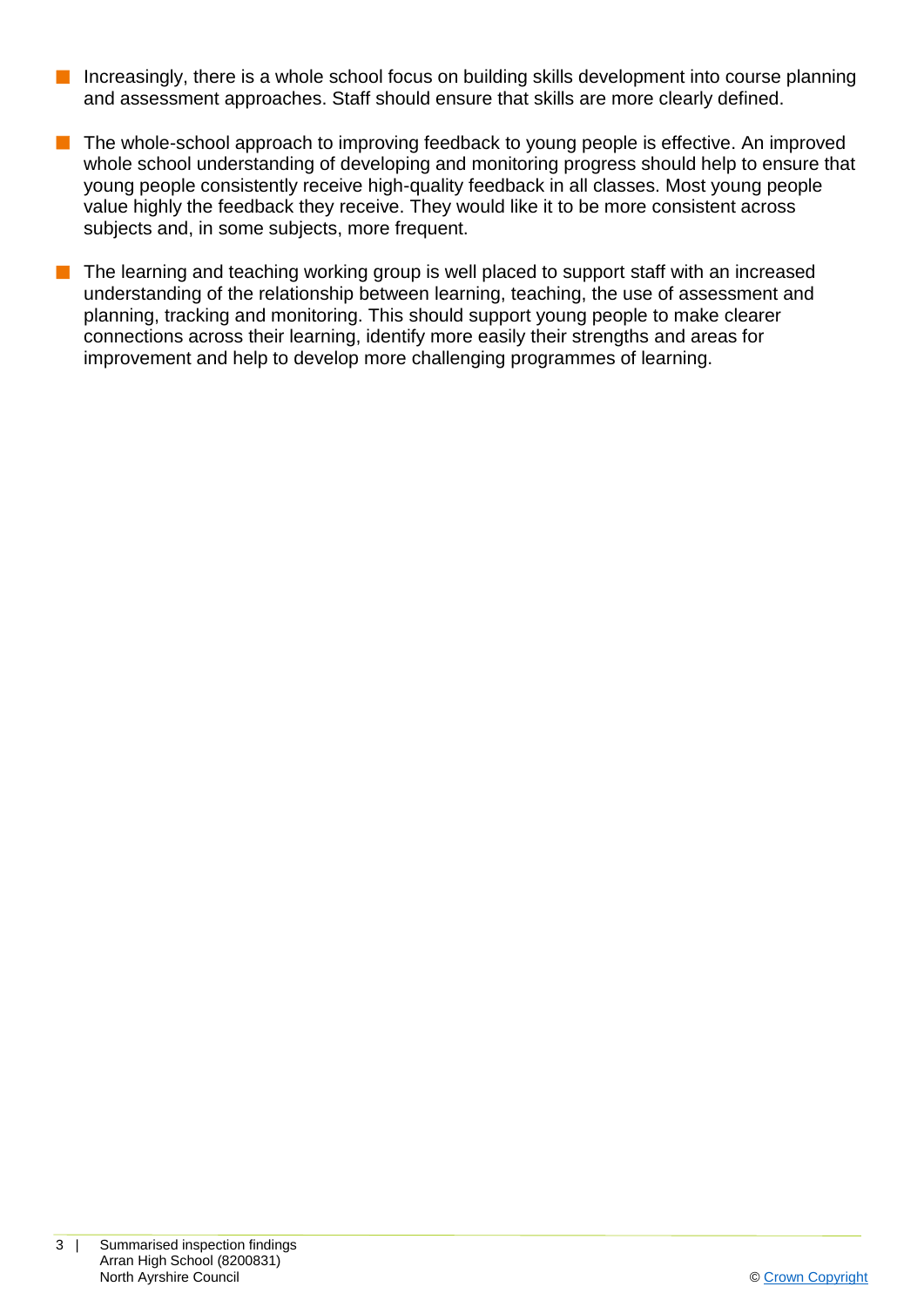- Increasingly, there is a whole school focus on building skills development into course planning and assessment approaches. Staff should ensure that skills are more clearly defined.
- The whole-school approach to improving feedback to young people is effective. An improved whole school understanding of developing and monitoring progress should help to ensure that young people consistently receive high-quality feedback in all classes. Most young people value highly the feedback they receive. They would like it to be more consistent across subjects and, in some subjects, more frequent.
- The learning and teaching working group is well placed to support staff with an increased understanding of the relationship between learning, teaching, the use of assessment and planning, tracking and monitoring. This should support young people to make clearer connections across their learning, identify more easily their strengths and areas for improvement and help to develop more challenging programmes of learning.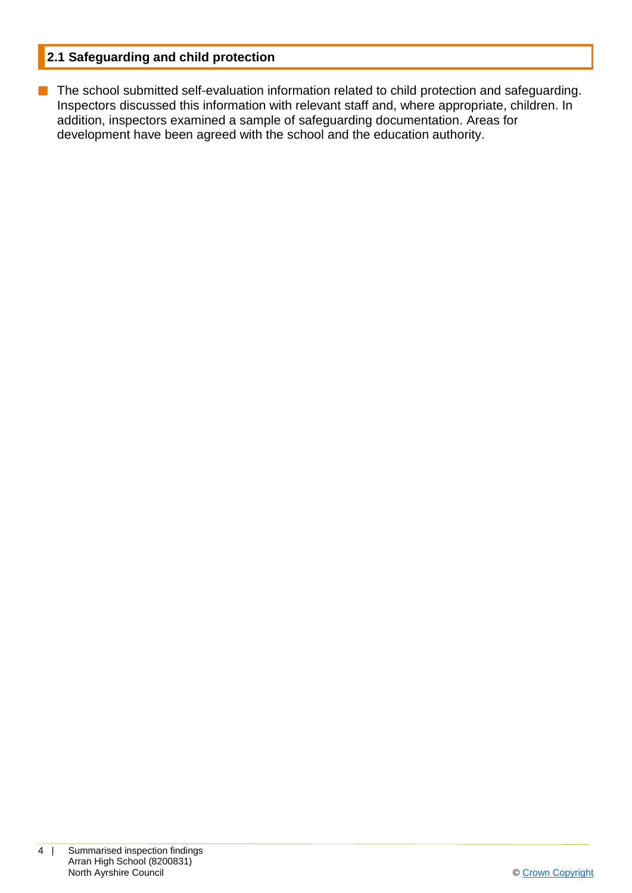## 2.1 Safeguarding and child protection

- The school submitted self-evaluation information related to child protection and safeguarding. Inspectors discussed this information with relevant staff and, where appropriate, children. In addition, inspectors examined a sample of safeguarding documentation. Areas for development have been agreed with the school and the education authority.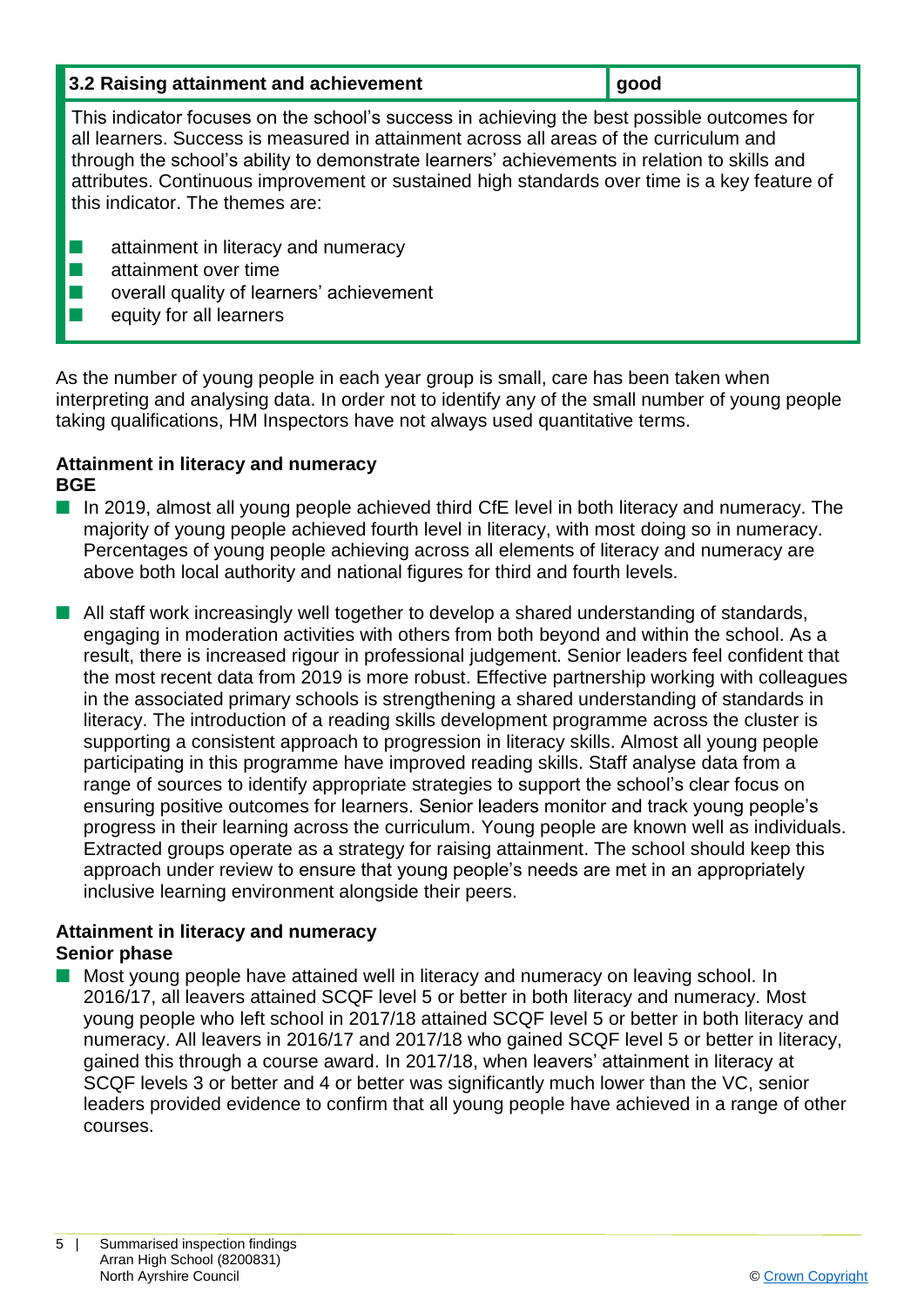| 3.2 Raising attainment and achievement | good |
|---|---|

This indicator focuses on the school's success in achieving the best possible outcomes for all learners. Success is measured in attainment across all areas of the curriculum and through the school's ability to demonstrate learners' achievements in relation to skills and attributes. Continuous improvement or sustained high standards over time is a key feature of this indicator. The themes are:

- attainment in literacy and numeracy
- attainment over time
- overall quality of learners' achievement
- equity for all learners

As the number of young people in each year group is small, care has been taken when interpreting and analysing data. In order not to identify any of the small number of young people taking qualifications, HM Inspectors have not always used quantitative terms.

**Attainment in literacy and numeracy**
**BGE**

- In 2019, almost all young people achieved third CfE level in both literacy and numeracy. The majority of young people achieved fourth level in literacy, with most doing so in numeracy. Percentages of young people achieving across all elements of literacy and numeracy are above both local authority and national figures for third and fourth levels.
- All staff work increasingly well together to develop a shared understanding of standards, engaging in moderation activities with others from both beyond and within the school. As a result, there is increased rigour in professional judgement. Senior leaders feel confident that the most recent data from 2019 is more robust. Effective partnership working with colleagues in the associated primary schools is strengthening a shared understanding of standards in literacy. The introduction of a reading skills development programme across the cluster is supporting a consistent approach to progression in literacy skills. Almost all young people participating in this programme have improved reading skills. Staff analyse data from a range of sources to identify appropriate strategies to support the school's clear focus on ensuring positive outcomes for learners. Senior leaders monitor and track young people's progress in their learning across the curriculum. Young people are known well as individuals. Extracted groups operate as a strategy for raising attainment. The school should keep this approach under review to ensure that young people's needs are met in an appropriately inclusive learning environment alongside their peers.

**Attainment in literacy and numeracy**
**Senior phase**

- Most young people have attained well in literacy and numeracy on leaving school. In 2016/17, all leavers attained SCQF level 5 or better in both literacy and numeracy. Most young people who left school in 2017/18 attained SCQF level 5 or better in both literacy and numeracy. All leavers in 2016/17 and 2017/18 who gained SCQF level 5 or better in literacy, gained this through a course award. In 2017/18, when leavers' attainment in literacy at SCQF levels 3 or better and 4 or better was significantly much lower than the VC, senior leaders provided evidence to confirm that all young people have achieved in a range of other courses.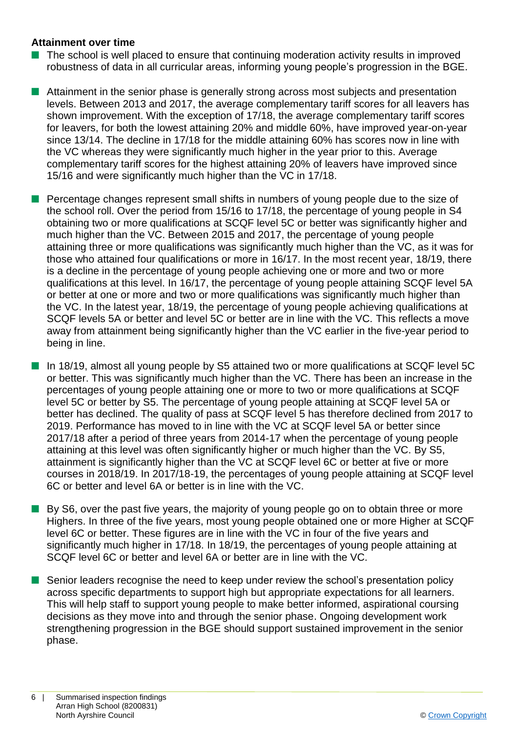**Attainment over time**

- The school is well placed to ensure that continuing moderation activity results in improved robustness of data in all curricular areas, informing young people's progression in the BGE.
- Attainment in the senior phase is generally strong across most subjects and presentation levels. Between 2013 and 2017, the average complementary tariff scores for all leavers has shown improvement. With the exception of 17/18, the average complementary tariff scores for leavers, for both the lowest attaining 20% and middle 60%, have improved year-on-year since 13/14. The decline in 17/18 for the middle attaining 60% has scores now in line with the VC whereas they were significantly much higher in the year prior to this. Average complementary tariff scores for the highest attaining 20% of leavers have improved since 15/16 and were significantly much higher than the VC in 17/18.
- Percentage changes represent small shifts in numbers of young people due to the size of the school roll. Over the period from 15/16 to 17/18, the percentage of young people in S4 obtaining two or more qualifications at SCQF level 5C or better was significantly higher and much higher than the VC. Between 2015 and 2017, the percentage of young people attaining three or more qualifications was significantly much higher than the VC, as it was for those who attained four qualifications or more in 16/17. In the most recent year, 18/19, there is a decline in the percentage of young people achieving one or more and two or more qualifications at this level. In 16/17, the percentage of young people attaining SCQF level 5A or better at one or more and two or more qualifications was significantly much higher than the VC. In the latest year, 18/19, the percentage of young people achieving qualifications at SCQF levels 5A or better and level 5C or better are in line with the VC. This reflects a move away from attainment being significantly higher than the VC earlier in the five-year period to being in line.
- In 18/19, almost all young people by S5 attained two or more qualifications at SCQF level 5C or better. This was significantly much higher than the VC. There has been an increase in the percentages of young people attaining one or more to two or more qualifications at SCQF level 5C or better by S5. The percentage of young people attaining at SCQF level 5A or better has declined. The quality of pass at SCQF level 5 has therefore declined from 2017 to 2019. Performance has moved to in line with the VC at SCQF level 5A or better since 2017/18 after a period of three years from 2014-17 when the percentage of young people attaining at this level was often significantly higher or much higher than the VC. By S5, attainment is significantly higher than the VC at SCQF level 6C or better at five or more courses in 2018/19. In 2017/18-19, the percentages of young people attaining at SCQF level 6C or better and level 6A or better is in line with the VC.
- By S6, over the past five years, the majority of young people go on to obtain three or more Highers. In three of the five years, most young people obtained one or more Higher at SCQF level 6C or better. These figures are in line with the VC in four of the five years and significantly much higher in 17/18. In 18/19, the percentages of young people attaining at SCQF level 6C or better and level 6A or better are in line with the VC.
- Senior leaders recognise the need to keep under review the school's presentation policy across specific departments to support high but appropriate expectations for all learners. This will help staff to support young people to make better informed, aspirational coursing decisions as they move into and through the senior phase. Ongoing development work strengthening progression in the BGE should support sustained improvement in the senior phase.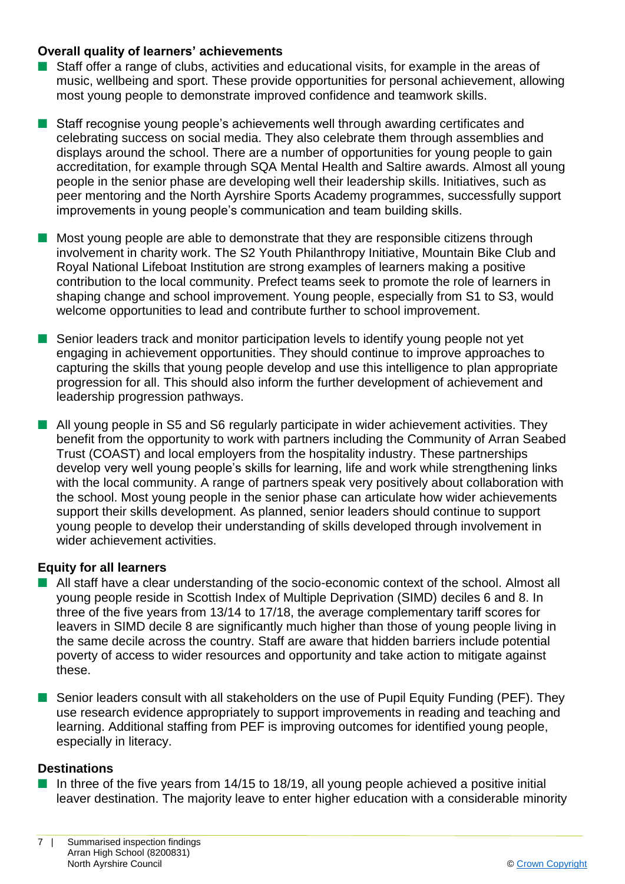### Overall quality of learners' achievements

- Staff offer a range of clubs, activities and educational visits, for example in the areas of music, wellbeing and sport. These provide opportunities for personal achievement, allowing most young people to demonstrate improved confidence and teamwork skills.
- Staff recognise young people's achievements well through awarding certificates and celebrating success on social media. They also celebrate them through assemblies and displays around the school. There are a number of opportunities for young people to gain accreditation, for example through SQA Mental Health and Saltire awards. Almost all young people in the senior phase are developing well their leadership skills. Initiatives, such as peer mentoring and the North Ayrshire Sports Academy programmes, successfully support improvements in young people's communication and team building skills.
- Most young people are able to demonstrate that they are responsible citizens through involvement in charity work. The S2 Youth Philanthropy Initiative, Mountain Bike Club and Royal National Lifeboat Institution are strong examples of learners making a positive contribution to the local community. Prefect teams seek to promote the role of learners in shaping change and school improvement. Young people, especially from S1 to S3, would welcome opportunities to lead and contribute further to school improvement.
- Senior leaders track and monitor participation levels to identify young people not yet engaging in achievement opportunities. They should continue to improve approaches to capturing the skills that young people develop and use this intelligence to plan appropriate progression for all. This should also inform the further development of achievement and leadership progression pathways.
- All young people in S5 and S6 regularly participate in wider achievement activities. They benefit from the opportunity to work with partners including the Community of Arran Seabed Trust (COAST) and local employers from the hospitality industry. These partnerships develop very well young people's skills for learning, life and work while strengthening links with the local community. A range of partners speak very positively about collaboration with the school. Most young people in the senior phase can articulate how wider achievements support their skills development. As planned, senior leaders should continue to support young people to develop their understanding of skills developed through involvement in wider achievement activities.

### Equity for all learners

- All staff have a clear understanding of the socio-economic context of the school. Almost all young people reside in Scottish Index of Multiple Deprivation (SIMD) deciles 6 and 8. In three of the five years from 13/14 to 17/18, the average complementary tariff scores for leavers in SIMD decile 8 are significantly much higher than those of young people living in the same decile across the country. Staff are aware that hidden barriers include potential poverty of access to wider resources and opportunity and take action to mitigate against these.
- Senior leaders consult with all stakeholders on the use of Pupil Equity Funding (PEF). They use research evidence appropriately to support improvements in reading and teaching and learning. Additional staffing from PEF is improving outcomes for identified young people, especially in literacy.

### Destinations

- In three of the five years from 14/15 to 18/19, all young people achieved a positive initial leaver destination. The majority leave to enter higher education with a considerable minority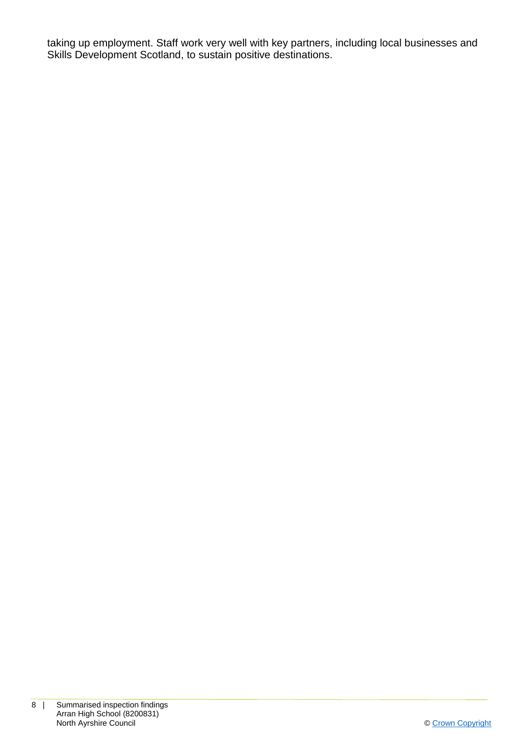taking up employment. Staff work very well with key partners, including local businesses and Skills Development Scotland, to sustain positive destinations.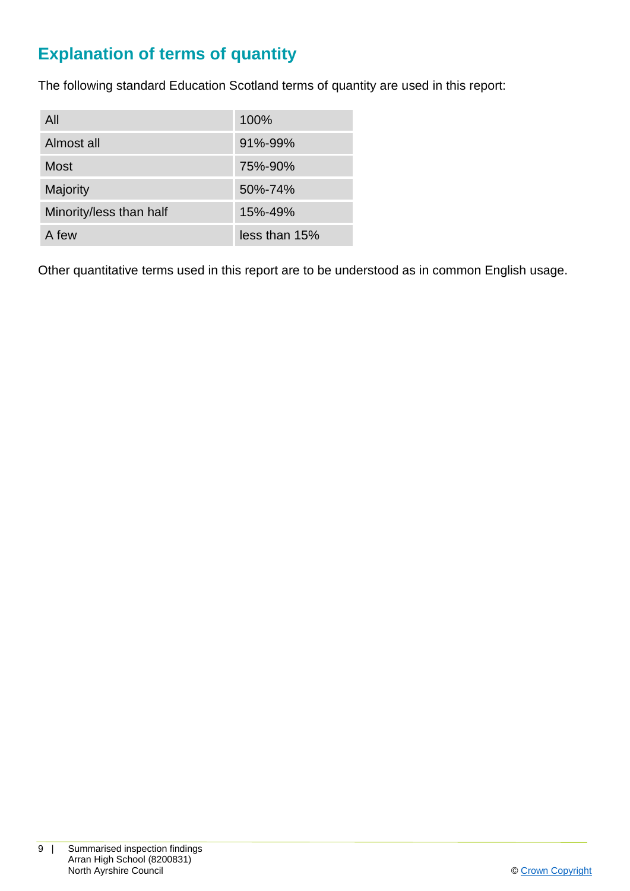## Explanation of terms of quantity

The following standard Education Scotland terms of quantity are used in this report:

| | |
|---|---|
| All | 100% |
| Almost all | 91%-99% |
| Most | 75%-90% |
| Majority | 50%-74% |
| Minority/less than half | 15%-49% |
| A few | less than 15% |

Other quantitative terms used in this report are to be understood as in common English usage.